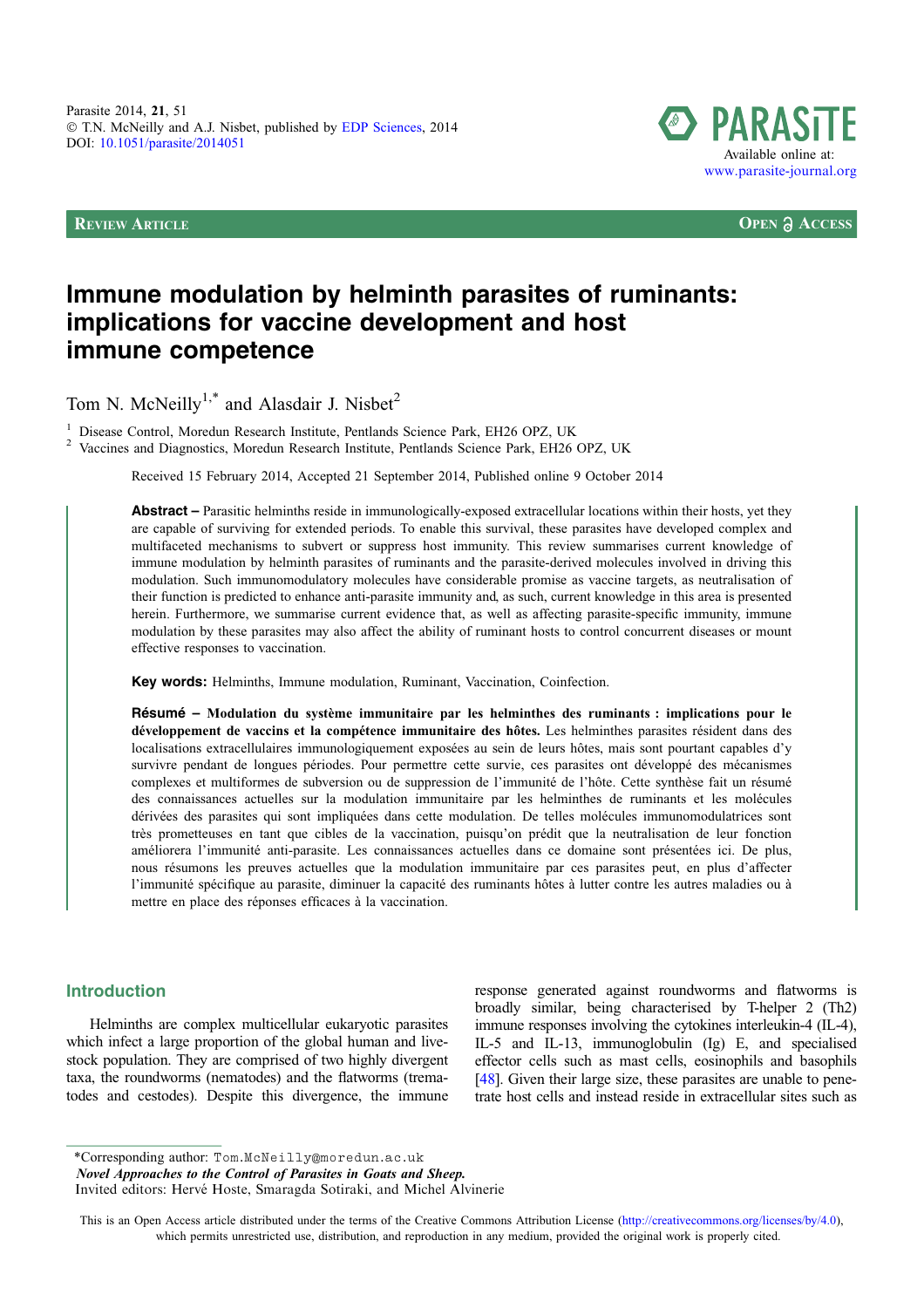Parasite 2014, 21, 51
© T.N. McNeilly and A.J. Nisbet, published by EDP Sciences, 2014
DOI: 10.1051/parasite/2014051

PARASITE
Available online at:
www.parasite-journal.org

REVIEW ARTICLE — OPEN ACCESS

# Immune modulation by helminth parasites of ruminants: implications for vaccine development and host immune competence

Tom N. McNeilly[1,*] and Alasdair J. Nisbet[2]

[1] Disease Control, Moredun Research Institute, Pentlands Science Park, EH26 0PZ, UK
[2] Vaccines and Diagnostics, Moredun Research Institute, Pentlands Science Park, EH26 0PZ, UK

Received 15 February 2014, Accepted 21 September 2014, Published online 9 October 2014

**Abstract –** Parasitic helminths reside in immunologically-exposed extracellular locations within their hosts, yet they are capable of surviving for extended periods. To enable this survival, these parasites have developed complex and multifaceted mechanisms to subvert or suppress host immunity. This review summarises current knowledge of immune modulation by helminth parasites of ruminants and the parasite-derived molecules involved in driving this modulation. Such immunomodulatory molecules have considerable promise as vaccine targets, as neutralisation of their function is predicted to enhance anti-parasite immunity and, as such, current knowledge in this area is presented herein. Furthermore, we summarise current evidence that, as well as affecting parasite-specific immunity, immune modulation by these parasites may also affect the ability of ruminant hosts to control concurrent diseases or mount effective responses to vaccination.

**Key words:** Helminths, Immune modulation, Ruminant, Vaccination, Coinfection.

**Résumé – Modulation du système immunitaire par les helminthes des ruminants : implications pour le développement de vaccins et la compétence immunitaire des hôtes.** Les helminthes parasites résident dans des localisations extracellulaires immunologiquement exposées au sein de leurs hôtes, mais sont pourtant capables d'y survivre pendant de longues périodes. Pour permettre cette survie, ces parasites ont développé des mécanismes complexes et multiformes de subversion ou de suppression de l'immunité de l'hôte. Cette synthèse fait un résumé des connaissances actuelles sur la modulation immunitaire par les helminthes de ruminants et les molécules dérivées des parasites qui sont impliquées dans cette modulation. De telles molécules immunomodulatrices sont très prometteuses en tant que cibles de la vaccination, puisqu'on prédit que la neutralisation de leur fonction améliorera l'immunité anti-parasite. Les connaissances actuelles dans ce domaine sont présentées ici. De plus, nous résumons les preuves actuelles que la modulation immunitaire par ces parasites peut, en plus d'affecter l'immunité spécifique au parasite, diminuer la capacité des ruminants hôtes à lutter contre les autres maladies ou à mettre en place des réponses efficaces à la vaccination.

## Introduction

Helminths are complex multicellular eukaryotic parasites which infect a large proportion of the global human and livestock population. They are comprised of two highly divergent taxa, the roundworms (nematodes) and the flatworms (trematodes and cestodes). Despite this divergence, the immune response generated against roundworms and flatworms is broadly similar, being characterised by T-helper 2 (Th2) immune responses involving the cytokines interleukin-4 (IL-4), IL-5 and IL-13, immunoglobulin (Ig) E, and specialised effector cells such as mast cells, eosinophils and basophils [48]. Given their large size, these parasites are unable to penetrate host cells and instead reside in extracellular sites such as

*Corresponding author: Tom.McNeilly@moredun.ac.uk
*Novel Approaches to the Control of Parasites in Goats and Sheep.*
Invited editors: Hervé Hoste, Smaragda Sotiraki, and Michel Alvinerie

This is an Open Access article distributed under the terms of the Creative Commons Attribution License (http://creativecommons.org/licenses/by/4.0), which permits unrestricted use, distribution, and reproduction in any medium, provided the original work is properly cited.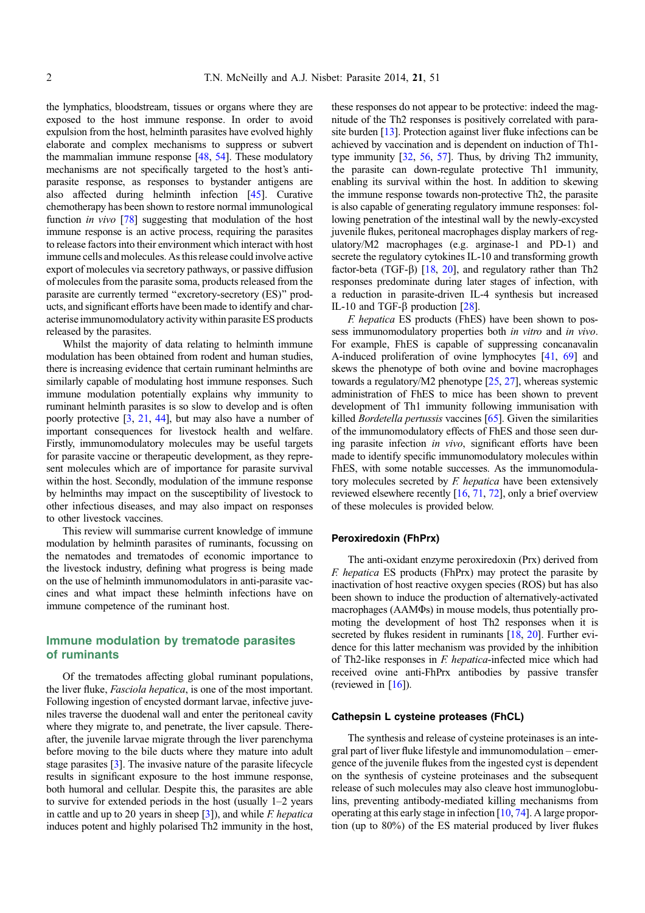the lymphatics, bloodstream, tissues or organs where they are exposed to the host immune response. In order to avoid expulsion from the host, helminth parasites have evolved highly elaborate and complex mechanisms to suppress or subvert the mammalian immune response [48, 54]. These modulatory mechanisms are not specifically targeted to the host's anti-parasite response, as responses to bystander antigens are also affected during helminth infection [45]. Curative chemotherapy has been shown to restore normal immunological function *in vivo* [78] suggesting that modulation of the host immune response is an active process, requiring the parasites to release factors into their environment which interact with host immune cells and molecules. As this release could involve active export of molecules via secretory pathways, or passive diffusion of molecules from the parasite soma, products released from the parasite are currently termed "excretory-secretory (ES)" products, and significant efforts have been made to identify and characterise immunomodulatory activity within parasite ES products released by the parasites.

Whilst the majority of data relating to helminth immune modulation has been obtained from rodent and human studies, there is increasing evidence that certain ruminant helminths are similarly capable of modulating host immune responses. Such immune modulation potentially explains why immunity to ruminant helminth parasites is so slow to develop and is often poorly protective [3, 21, 44], but may also have a number of important consequences for livestock health and welfare. Firstly, immunomodulatory molecules may be useful targets for parasite vaccine or therapeutic development, as they represent molecules which are of importance for parasite survival within the host. Secondly, modulation of the immune response by helminths may impact on the susceptibility of livestock to other infectious diseases, and may also impact on responses to other livestock vaccines.

This review will summarise current knowledge of immune modulation by helminth parasites of ruminants, focussing on the nematodes and trematodes of economic importance to the livestock industry, defining what progress is being made on the use of helminth immunomodulators in anti-parasite vaccines and what impact these helminth infections have on immune competence of the ruminant host.

## Immune modulation by trematode parasites of ruminants

Of the trematodes affecting global ruminant populations, the liver fluke, *Fasciola hepatica*, is one of the most important. Following ingestion of encysted dormant larvae, infective juveniles traverse the duodenal wall and enter the peritoneal cavity where they migrate to, and penetrate, the liver capsule. Thereafter, the juvenile larvae migrate through the liver parenchyma before moving to the bile ducts where they mature into adult stage parasites [3]. The invasive nature of the parasite lifecycle results in significant exposure to the host immune response, both humoral and cellular. Despite this, the parasites are able to survive for extended periods in the host (usually 1–2 years in cattle and up to 20 years in sheep [3]), and while *F. hepatica* induces potent and highly polarised Th2 immunity in the host, these responses do not appear to be protective: indeed the magnitude of the Th2 responses is positively correlated with parasite burden [13]. Protection against liver fluke infections can be achieved by vaccination and is dependent on induction of Th1-type immunity [32, 56, 57]. Thus, by driving Th2 immunity, the parasite can down-regulate protective Th1 immunity, enabling its survival within the host. In addition to skewing the immune response towards non-protective Th2, the parasite is also capable of generating regulatory immune responses: following penetration of the intestinal wall by the newly-excysted juvenile flukes, peritoneal macrophages display markers of regulatory/M2 macrophages (e.g. arginase-1 and PD-1) and secrete the regulatory cytokines IL-10 and transforming growth factor-beta (TGF-β) [18, 20], and regulatory rather than Th2 responses predominate during later stages of infection, with a reduction in parasite-driven IL-4 synthesis but increased IL-10 and TGF-β production [28].

*F. hepatica* ES products (FhES) have been shown to possess immunomodulatory properties both *in vitro* and *in vivo*. For example, FhES is capable of suppressing concanavalin A-induced proliferation of ovine lymphocytes [41, 69] and skews the phenotype of both ovine and bovine macrophages towards a regulatory/M2 phenotype [25, 27], whereas systemic administration of FhES to mice has been shown to prevent development of Th1 immunity following immunisation with killed *Bordetella pertussis* vaccines [65]. Given the similarities of the immunomodulatory effects of FhES and those seen during parasite infection *in vivo*, significant efforts have been made to identify specific immunomodulatory molecules within FhES, with some notable successes. As the immunomodulatory molecules secreted by *F. hepatica* have been extensively reviewed elsewhere recently [16, 71, 72], only a brief overview of these molecules is provided below.

### Peroxiredoxin (FhPrx)

The anti-oxidant enzyme peroxiredoxin (Prx) derived from *F. hepatica* ES products (FhPrx) may protect the parasite by inactivation of host reactive oxygen species (ROS) but has also been shown to induce the production of alternatively-activated macrophages (AAMΦs) in mouse models, thus potentially promoting the development of host Th2 responses when it is secreted by flukes resident in ruminants [18, 20]. Further evidence for this latter mechanism was provided by the inhibition of Th2-like responses in *F. hepatica*-infected mice which had received ovine anti-FhPrx antibodies by passive transfer (reviewed in [16]).

### Cathepsin L cysteine proteases (FhCL)

The synthesis and release of cysteine proteinases is an integral part of liver fluke lifestyle and immunomodulation – emergence of the juvenile flukes from the ingested cyst is dependent on the synthesis of cysteine proteinases and the subsequent release of such molecules may also cleave host immunoglobulins, preventing antibody-mediated killing mechanisms from operating at this early stage in infection [10, 74]. A large proportion (up to 80%) of the ES material produced by liver flukes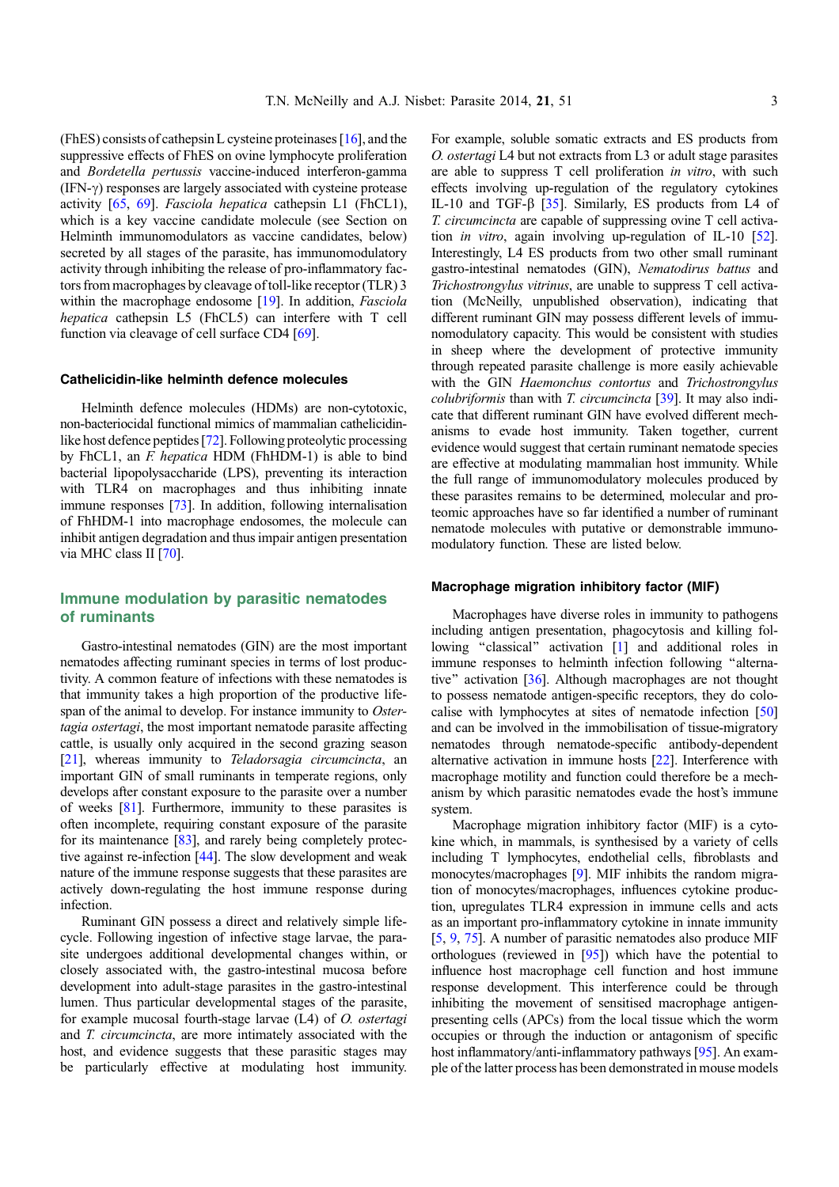(FhES) consists of cathepsin L cysteine proteinases [16], and the suppressive effects of FhES on ovine lymphocyte proliferation and *Bordetella pertussis* vaccine-induced interferon-gamma (IFN-$\gamma$) responses are largely associated with cysteine protease activity [65, 69]. *Fasciola hepatica* cathepsin L1 (FhCL1), which is a key vaccine candidate molecule (see Section on Helminth immunomodulators as vaccine candidates, below) secreted by all stages of the parasite, has immunomodulatory activity through inhibiting the release of pro-inflammatory factors from macrophages by cleavage of toll-like receptor (TLR) 3 within the macrophage endosome [19]. In addition, *Fasciola hepatica* cathepsin L5 (FhCL5) can interfere with T cell function via cleavage of cell surface CD4 [69].

### Cathelicidin-like helminth defence molecules

Helminth defence molecules (HDMs) are non-cytotoxic, non-bacteriocidal functional mimics of mammalian cathelicidin-like host defence peptides [72]. Following proteolytic processing by FhCL1, an *F. hepatica* HDM (FhHDM-1) is able to bind bacterial lipopolysaccharide (LPS), preventing its interaction with TLR4 on macrophages and thus inhibiting innate immune responses [73]. In addition, following internalisation of FhHDM-1 into macrophage endosomes, the molecule can inhibit antigen degradation and thus impair antigen presentation via MHC class II [70].

## Immune modulation by parasitic nematodes of ruminants

Gastro-intestinal nematodes (GIN) are the most important nematodes affecting ruminant species in terms of lost productivity. A common feature of infections with these nematodes is that immunity takes a high proportion of the productive lifespan of the animal to develop. For instance immunity to *Ostertagia ostertagi*, the most important nematode parasite affecting cattle, is usually only acquired in the second grazing season [21], whereas immunity to *Teladorsagia circumcincta*, an important GIN of small ruminants in temperate regions, only develops after constant exposure to the parasite over a number of weeks [81]. Furthermore, immunity to these parasites is often incomplete, requiring constant exposure of the parasite for its maintenance [83], and rarely being completely protective against re-infection [44]. The slow development and weak nature of the immune response suggests that these parasites are actively down-regulating the host immune response during infection.

Ruminant GIN possess a direct and relatively simple lifecycle. Following ingestion of infective stage larvae, the parasite undergoes additional developmental changes within, or closely associated with, the gastro-intestinal mucosa before development into adult-stage parasites in the gastro-intestinal lumen. Thus particular developmental stages of the parasite, for example mucosal fourth-stage larvae (L4) of *O. ostertagi* and *T. circumcincta*, are more intimately associated with the host, and evidence suggests that these parasitic stages may be particularly effective at modulating host immunity. For example, soluble somatic extracts and ES products from *O. ostertagi* L4 but not extracts from L3 or adult stage parasites are able to suppress T cell proliferation *in vitro*, with such effects involving up-regulation of the regulatory cytokines IL-10 and TGF-$\beta$ [35]. Similarly, ES products from L4 of *T. circumcincta* are capable of suppressing ovine T cell activation *in vitro*, again involving up-regulation of IL-10 [52]. Interestingly, L4 ES products from two other small ruminant gastro-intestinal nematodes (GIN), *Nematodirus battus* and *Trichostrongylus vitrinus*, are unable to suppress T cell activation (McNeilly, unpublished observation), indicating that different ruminant GIN may possess different levels of immunomodulatory capacity. This would be consistent with studies in sheep where the development of protective immunity through repeated parasite challenge is more easily achievable with the GIN *Haemonchus contortus* and *Trichostrongylus colubriformis* than with *T. circumcincta* [39]. It may also indicate that different ruminant GIN have evolved different mechanisms to evade host immunity. Taken together, current evidence would suggest that certain ruminant nematode species are effective at modulating mammalian host immunity. While the full range of immunomodulatory molecules produced by these parasites remains to be determined, molecular and proteomic approaches have so far identified a number of ruminant nematode molecules with putative or demonstrable immunomodulatory function. These are listed below.

### Macrophage migration inhibitory factor (MIF)

Macrophages have diverse roles in immunity to pathogens including antigen presentation, phagocytosis and killing following "classical" activation [1] and additional roles in immune responses to helminth infection following "alternative" activation [36]. Although macrophages are not thought to possess nematode antigen-specific receptors, they do colocalise with lymphocytes at sites of nematode infection [50] and can be involved in the immobilisation of tissue-migratory nematodes through nematode-specific antibody-dependent alternative activation in immune hosts [22]. Interference with macrophage motility and function could therefore be a mechanism by which parasitic nematodes evade the host's immune system.

Macrophage migration inhibitory factor (MIF) is a cytokine which, in mammals, is synthesised by a variety of cells including T lymphocytes, endothelial cells, fibroblasts and monocytes/macrophages [9]. MIF inhibits the random migration of monocytes/macrophages, influences cytokine production, upregulates TLR4 expression in immune cells and acts as an important pro-inflammatory cytokine in innate immunity [5, 9, 75]. A number of parasitic nematodes also produce MIF orthologues (reviewed in [95]) which have the potential to influence host macrophage cell function and host immune response development. This interference could be through inhibiting the movement of sensitised macrophage antigen-presenting cells (APCs) from the local tissue which the worm occupies or through the induction or antagonism of specific host inflammatory/anti-inflammatory pathways [95]. An example of the latter process has been demonstrated in mouse models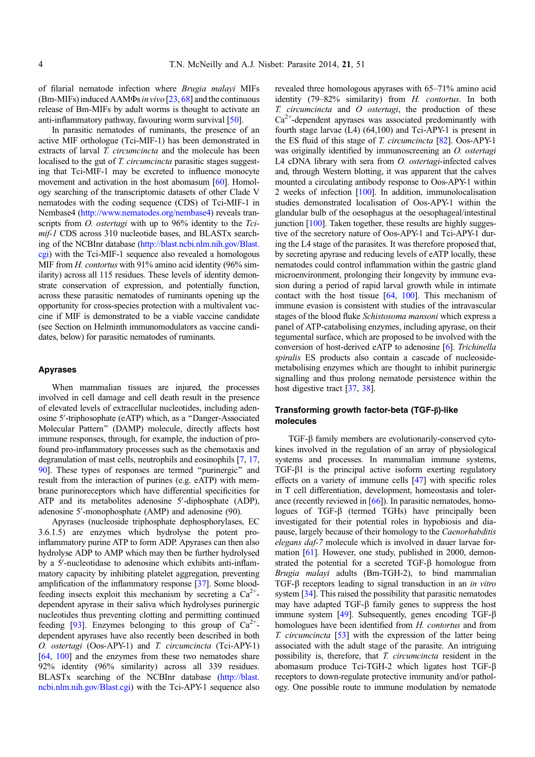of filarial nematode infection where *Brugia malayi* MIFs (Bm-MIFs) induced AAMΦs *in vivo* [23, 68] and the continuous release of Bm-MIFs by adult worms is thought to activate an anti-inflammatory pathway, favouring worm survival [50].

In parasitic nematodes of ruminants, the presence of an active MIF orthologue (Tci-MIF-1) has been demonstrated in extracts of larval *T. circumcincta* and the molecule has been localised to the gut of *T. circumcincta* parasitic stages suggesting that Tci-MIF-1 may be excreted to influence monocyte movement and activation in the host abomasum [60]. Homology searching of the transcriptomic datasets of other Clade V nematodes with the coding sequence (CDS) of Tci-MIF-1 in Nembase4 (http://www.nematodes.org/nembase4) reveals transcripts from *O. ostertagi* with up to 96% identity to the *Tci-mif-1* CDS across 310 nucleotide bases, and BLASTx searching of the NCBInr database (http://blast.ncbi.nlm.nih.gov/Blast.cgi) with the Tci-MIF-1 sequence also revealed a homologous MIF from *H. contortus* with 91% amino acid identity (96% similarity) across all 115 residues. These levels of identity demonstrate conservation of expression, and potentially function, across these parasitic nematodes of ruminants opening up the opportunity for cross-species protection with a multivalent vaccine if MIF is demonstrated to be a viable vaccine candidate (see Section on Helminth immunomodulators as vaccine candidates, below) for parasitic nematodes of ruminants.

## Apyrases

When mammalian tissues are injured, the processes involved in cell damage and cell death result in the presence of elevated levels of extracellular nucleotides, including adenosine 5′-triphosophate (eATP) which, as a "Danger-Associated Molecular Pattern" (DAMP) molecule, directly affects host immune responses, through, for example, the induction of profound pro-inflammatory processes such as the chemotaxis and degranulation of mast cells, neutrophils and eosinophils [7, 17, 90]. These types of responses are termed "purinergic" and result from the interaction of purines (e.g. eATP) with membrane purinoreceptors which have differential specificities for ATP and its metabolites adenosine 5′-diphosphate (ADP), adenosine 5′-monophosphate (AMP) and adenosine (90).

Apyrases (nucleoside triphosphate dephosphorylases, EC 3.6.1.5) are enzymes which hydrolyse the potent pro-inflammatory purine ATP to form ADP. Apyrases can then also hydrolyse ADP to AMP which may then be further hydrolysed by a 5′-nucleotidase to adenosine which exhibits anti-inflammatory capacity by inhibiting platelet aggregation, preventing amplification of the inflammatory response [37]. Some blood-feeding insects exploit this mechanism by secreting a $Ca^{2+}$-dependent apyrase in their saliva which hydrolyses purinergic nucleotides thus preventing clotting and permitting continued feeding [93]. Enzymes belonging to this group of $Ca^{2+}$-dependent apyrases have also recently been described in both *O. ostertagi* (Oos-APY-1) and *T. circumcincta* (Tci-APY-1) [64, 100] and the enzymes from these two nematodes share 92% identity (96% similarity) across all 339 residues. BLASTx searching of the NCBInr database (http://blast.ncbi.nlm.nih.gov/Blast.cgi) with the Tci-APY-1 sequence also revealed three homologous apyrases with 65–71% amino acid identity (79–82% similarity) from *H. contortus*. In both *T. circumcincta* and *O ostertagi*, the production of these $Ca^{2+}$-dependent apyrases was associated predominantly with fourth stage larvae (L4) (64,100) and Tci-APY-1 is present in the ES fluid of this stage of *T. circumcincta* [82]. Oos-APY-1 was originally identified by immunoscreening an *O. ostertagi* L4 cDNA library with sera from *O. ostertagi*-infected calves and, through Western blotting, it was apparent that the calves mounted a circulating antibody response to Oos-APY-1 within 2 weeks of infection [100]. In addition, immunolocalisation studies demonstrated localisation of Oos-APY-1 within the glandular bulb of the oesophagus at the oesophageal/intestinal junction [100]. Taken together, these results are highly suggestive of the secretory nature of Oos-APY-1 and Tci-APY-1 during the L4 stage of the parasites. It was therefore proposed that, by secreting apyrase and reducing levels of eATP locally, these nematodes could control inflammation within the gastric gland microenvironment, prolonging their longevity by immune evasion during a period of rapid larval growth while in intimate contact with the host tissue [64, 100]. This mechanism of immune evasion is consistent with studies of the intravascular stages of the blood fluke *Schistosoma mansoni* which express a panel of ATP-catabolising enzymes, including apyrase, on their tegumental surface, which are proposed to be involved with the conversion of host-derived eATP to adenosine [6]. *Trichinella spiralis* ES products also contain a cascade of nucleoside-metabolising enzymes which are thought to inhibit purinergic signalling and thus prolong nematode persistence within the host digestive tract [37, 38].

## Transforming growth factor-beta (TGF-β)-like molecules

TGF-β family members are evolutionarily-conserved cytokines involved in the regulation of an array of physiological systems and processes. In mammalian immune systems, TGF-β1 is the principal active isoform exerting regulatory effects on a variety of immune cells [47] with specific roles in T cell differentiation, development, homeostasis and tolerance (recently reviewed in [66]). In parasitic nematodes, homologues of TGF-β (termed TGHs) have principally been investigated for their potential roles in hypobiosis and diapause, largely because of their homology to the *Caenorhabditis elegans daf-7* molecule which is involved in dauer larvae formation [61]. However, one study, published in 2000, demonstrated the potential for a secreted TGF-β homologue from *Brugia malayi* adults (Bm-TGH-2), to bind mammalian TGF-β receptors leading to signal transduction in an *in vitro* system [34]. This raised the possibility that parasitic nematodes may have adapted TGF-β family genes to suppress the host immune system [49]. Subsequently, genes encoding TGF-β homologues have been identified from *H. contortus* and from *T. circumcincta* [53] with the expression of the latter being associated with the adult stage of the parasite. An intriguing possibility is, therefore, that *T. circumcincta* resident in the abomasum produce Tci-TGH-2 which ligates host TGF-β receptors to down-regulate protective immunity and/or pathology. One possible route to immune modulation by nematode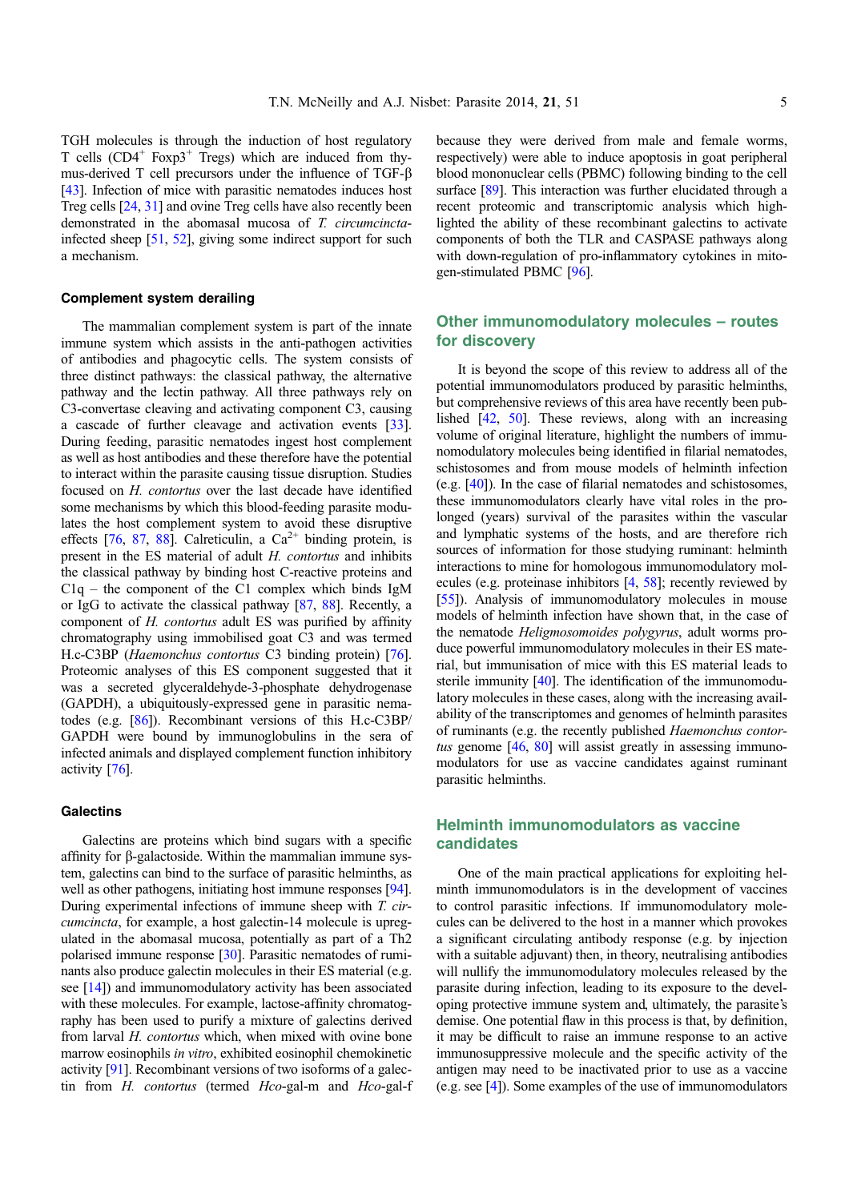TGH molecules is through the induction of host regulatory T cells ($CD4^+$ $Foxp3^+$ Tregs) which are induced from thymus-derived T cell precursors under the influence of TGF-β [43]. Infection of mice with parasitic nematodes induces host Treg cells [24, 31] and ovine Treg cells have also recently been demonstrated in the abomasal mucosa of *T. circumcincta*-infected sheep [51, 52], giving some indirect support for such a mechanism.

### Complement system derailing

The mammalian complement system is part of the innate immune system which assists in the anti-pathogen activities of antibodies and phagocytic cells. The system consists of three distinct pathways: the classical pathway, the alternative pathway and the lectin pathway. All three pathways rely on C3-convertase cleaving and activating component C3, causing a cascade of further cleavage and activation events [33]. During feeding, parasitic nematodes ingest host complement as well as host antibodies and these therefore have the potential to interact within the parasite causing tissue disruption. Studies focused on *H. contortus* over the last decade have identified some mechanisms by which this blood-feeding parasite modulates the host complement system to avoid these disruptive effects [76, 87, 88]. Calreticulin, a $Ca^{2+}$ binding protein, is present in the ES material of adult *H. contortus* and inhibits the classical pathway by binding host C-reactive proteins and C1q – the component of the C1 complex which binds IgM or IgG to activate the classical pathway [87, 88]. Recently, a component of *H. contortus* adult ES was purified by affinity chromatography using immobilised goat C3 and was termed H.c-C3BP (*Haemonchus contortus* C3 binding protein) [76]. Proteomic analyses of this ES component suggested that it was a secreted glyceraldehyde-3-phosphate dehydrogenase (GAPDH), a ubiquitously-expressed gene in parasitic nematodes (e.g. [86]). Recombinant versions of this H.c-C3BP/GAPDH were bound by immunoglobulins in the sera of infected animals and displayed complement function inhibitory activity [76].

### Galectins

Galectins are proteins which bind sugars with a specific affinity for β-galactoside. Within the mammalian immune system, galectins can bind to the surface of parasitic helminths, as well as other pathogens, initiating host immune responses [94]. During experimental infections of immune sheep with *T. circumcincta*, for example, a host galectin-14 molecule is upregulated in the abomasal mucosa, potentially as part of a Th2 polarised immune response [30]. Parasitic nematodes of ruminants also produce galectin molecules in their ES material (e.g. see [14]) and immunomodulatory activity has been associated with these molecules. For example, lactose-affinity chromatography has been used to purify a mixture of galectins derived from larval *H. contortus* which, when mixed with ovine bone marrow eosinophils *in vitro*, exhibited eosinophil chemokinetic activity [91]. Recombinant versions of two isoforms of a galectin from *H. contortus* (termed *Hco*-gal-m and *Hco*-gal-f because they were derived from male and female worms, respectively) were able to induce apoptosis in goat peripheral blood mononuclear cells (PBMC) following binding to the cell surface [89]. This interaction was further elucidated through a recent proteomic and transcriptomic analysis which highlighted the ability of these recombinant galectins to activate components of both the TLR and CASPASE pathways along with down-regulation of pro-inflammatory cytokines in mitogen-stimulated PBMC [96].

## Other immunomodulatory molecules – routes for discovery

It is beyond the scope of this review to address all of the potential immunomodulators produced by parasitic helminths, but comprehensive reviews of this area have recently been published [42, 50]. These reviews, along with an increasing volume of original literature, highlight the numbers of immunomodulatory molecules being identified in filarial nematodes, schistosomes and from mouse models of helminth infection (e.g. [40]). In the case of filarial nematodes and schistosomes, these immunomodulators clearly have vital roles in the prolonged (years) survival of the parasites within the vascular and lymphatic systems of the hosts, and are therefore rich sources of information for those studying ruminant: helminth interactions to mine for homologous immunomodulatory molecules (e.g. proteinase inhibitors [4, 58]; recently reviewed by [55]). Analysis of immunomodulatory molecules in mouse models of helminth infection have shown that, in the case of the nematode *Heligmosomoides polygyrus*, adult worms produce powerful immunomodulatory molecules in their ES material, but immunisation of mice with this ES material leads to sterile immunity [40]. The identification of the immunomodulatory molecules in these cases, along with the increasing availability of the transcriptomes and genomes of helminth parasites of ruminants (e.g. the recently published *Haemonchus contortus* genome [46, 80] will assist greatly in assessing immunomodulators for use as vaccine candidates against ruminant parasitic helminths.

## Helminth immunomodulators as vaccine candidates

One of the main practical applications for exploiting helminth immunomodulators is in the development of vaccines to control parasitic infections. If immunomodulatory molecules can be delivered to the host in a manner which provokes a significant circulating antibody response (e.g. by injection with a suitable adjuvant) then, in theory, neutralising antibodies will nullify the immunomodulatory molecules released by the parasite during infection, leading to its exposure to the developing protective immune system and, ultimately, the parasite's demise. One potential flaw in this process is that, by definition, it may be difficult to raise an immune response to an active immunosuppressive molecule and the specific activity of the antigen may need to be inactivated prior to use as a vaccine (e.g. see [4]). Some examples of the use of immunomodulators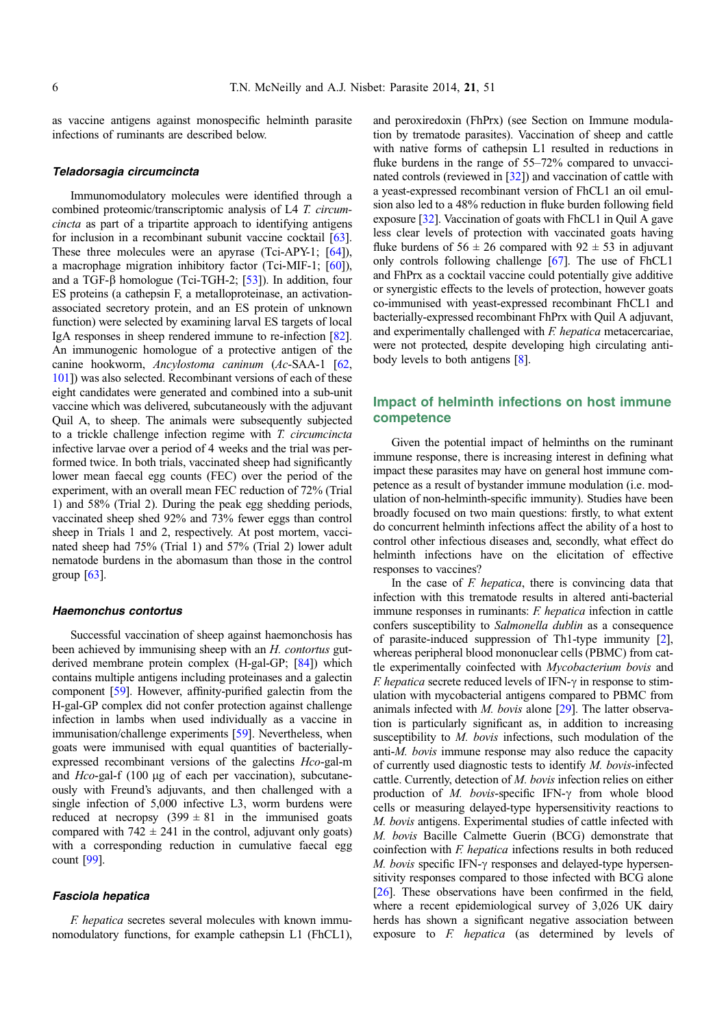as vaccine antigens against monospecific helminth parasite infections of ruminants are described below.

### *Teladorsagia circumcincta*

Immunomodulatory molecules were identified through a combined proteomic/transcriptomic analysis of L4 *T. circumcincta* as part of a tripartite approach to identifying antigens for inclusion in a recombinant subunit vaccine cocktail [63]. These three molecules were an apyrase (Tci-APY-1; [64]), a macrophage migration inhibitory factor (Tci-MIF-1; [60]), and a TGF-β homologue (Tci-TGH-2; [53]). In addition, four ES proteins (a cathepsin F, a metalloproteinase, an activation-associated secretory protein, and an ES protein of unknown function) were selected by examining larval ES targets of local IgA responses in sheep rendered immune to re-infection [82]. An immunogenic homologue of a protective antigen of the canine hookworm, *Ancylostoma caninum* (*Ac*-SAA-1 [62, 101]) was also selected. Recombinant versions of each of these eight candidates were generated and combined into a sub-unit vaccine which was delivered, subcutaneously with the adjuvant Quil A, to sheep. The animals were subsequently subjected to a trickle challenge infection regime with *T. circumcincta* infective larvae over a period of 4 weeks and the trial was performed twice. In both trials, vaccinated sheep had significantly lower mean faecal egg counts (FEC) over the period of the experiment, with an overall mean FEC reduction of 72% (Trial 1) and 58% (Trial 2). During the peak egg shedding periods, vaccinated sheep shed 92% and 73% fewer eggs than control sheep in Trials 1 and 2, respectively. At post mortem, vaccinated sheep had 75% (Trial 1) and 57% (Trial 2) lower adult nematode burdens in the abomasum than those in the control group [63].

### *Haemonchus contortus*

Successful vaccination of sheep against haemonchosis has been achieved by immunising sheep with an *H. contortus* gut-derived membrane protein complex (H-gal-GP; [84]) which contains multiple antigens including proteinases and a galectin component [59]. However, affinity-purified galectin from the H-gal-GP complex did not confer protection against challenge infection in lambs when used individually as a vaccine in immunisation/challenge experiments [59]. Nevertheless, when goats were immunised with equal quantities of bacterially-expressed recombinant versions of the galectins *Hco*-gal-m and *Hco*-gal-f (100 μg of each per vaccination), subcutaneously with Freund's adjuvants, and then challenged with a single infection of 5,000 infective L3, worm burdens were reduced at necropsy ($399 \pm 81$ in the immunised goats compared with $742 \pm 241$ in the control, adjuvant only goats) with a corresponding reduction in cumulative faecal egg count [99].

### *Fasciola hepatica*

*F. hepatica* secretes several molecules with known immunomodulatory functions, for example cathepsin L1 (FhCL1), and peroxiredoxin (FhPrx) (see Section on Immune modulation by trematode parasites). Vaccination of sheep and cattle with native forms of cathepsin L1 resulted in reductions in fluke burdens in the range of 55–72% compared to unvaccinated controls (reviewed in [32]) and vaccination of cattle with a yeast-expressed recombinant version of FhCL1 an oil emulsion also led to a 48% reduction in fluke burden following field exposure [32]. Vaccination of goats with FhCL1 in Quil A gave less clear levels of protection with vaccinated goats having fluke burdens of $56 \pm 26$ compared with $92 \pm 53$ in adjuvant only controls following challenge [67]. The use of FhCL1 and FhPrx as a cocktail vaccine could potentially give additive or synergistic effects to the levels of protection, however goats co-immunised with yeast-expressed recombinant FhCL1 and bacterially-expressed recombinant FhPrx with Quil A adjuvant, and experimentally challenged with *F. hepatica* metacercariae, were not protected, despite developing high circulating antibody levels to both antigens [8].

## Impact of helminth infections on host immune competence

Given the potential impact of helminths on the ruminant immune response, there is increasing interest in defining what impact these parasites may have on general host immune competence as a result of bystander immune modulation (i.e. modulation of non-helminth-specific immunity). Studies have been broadly focused on two main questions: firstly, to what extent do concurrent helminth infections affect the ability of a host to control other infectious diseases and, secondly, what effect do helminth infections have on the elicitation of effective responses to vaccines?

In the case of *F. hepatica*, there is convincing data that infection with this trematode results in altered anti-bacterial immune responses in ruminants: *F. hepatica* infection in cattle confers susceptibility to *Salmonella dublin* as a consequence of parasite-induced suppression of Th1-type immunity [2], whereas peripheral blood mononuclear cells (PBMC) from cattle experimentally coinfected with *Mycobacterium bovis* and *F. hepatica* secrete reduced levels of IFN-γ in response to stimulation with mycobacterial antigens compared to PBMC from animals infected with *M. bovis* alone [29]. The latter observation is particularly significant as, in addition to increasing susceptibility to *M. bovis* infections, such modulation of the anti-*M. bovis* immune response may also reduce the capacity of currently used diagnostic tests to identify *M. bovis*-infected cattle. Currently, detection of *M. bovis* infection relies on either production of *M. bovis*-specific IFN-γ from whole blood cells or measuring delayed-type hypersensitivity reactions to *M. bovis* antigens. Experimental studies of cattle infected with *M. bovis* Bacille Calmette Guerin (BCG) demonstrate that coinfection with *F. hepatica* infections results in both reduced *M. bovis* specific IFN-γ responses and delayed-type hypersensitivity responses compared to those infected with BCG alone [26]. These observations have been confirmed in the field, where a recent epidemiological survey of 3,026 UK dairy herds has shown a significant negative association between exposure to *F. hepatica* (as determined by levels of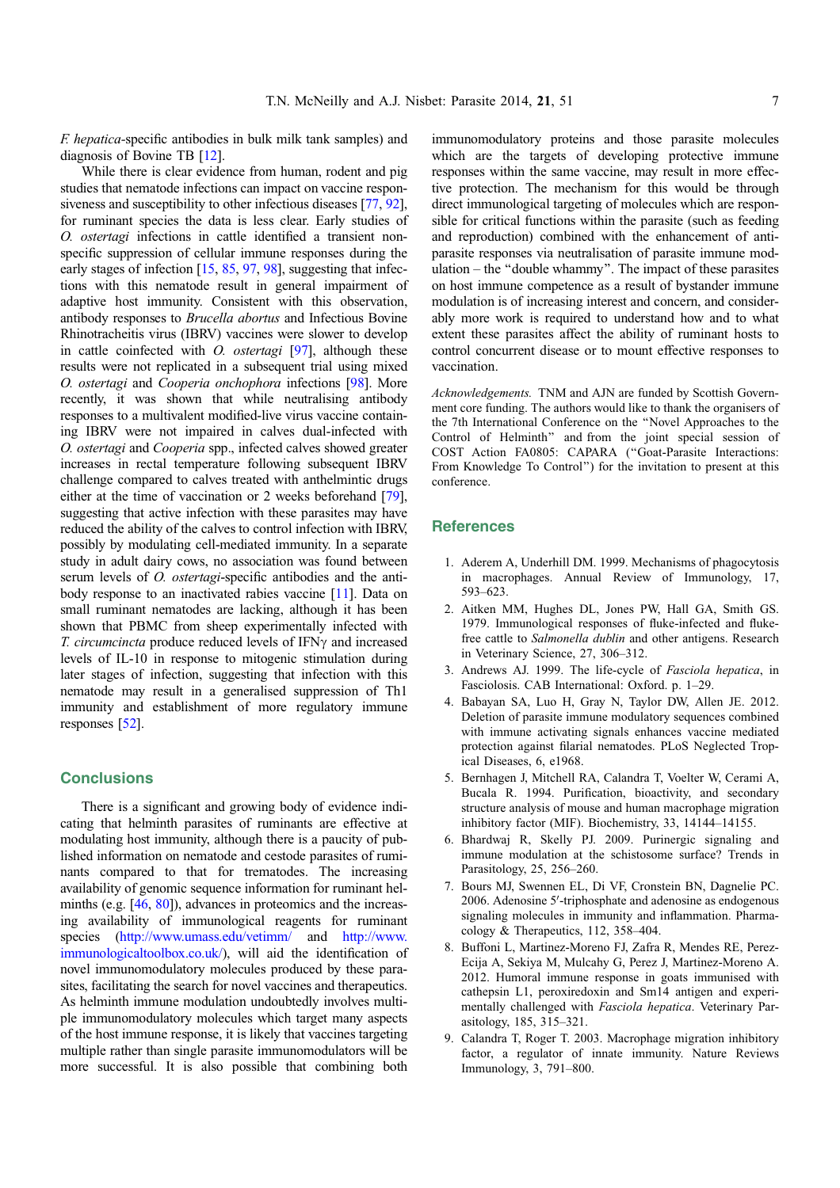*F. hepatica*-specific antibodies in bulk milk tank samples) and diagnosis of Bovine TB [12].

While there is clear evidence from human, rodent and pig studies that nematode infections can impact on vaccine responsiveness and susceptibility to other infectious diseases [77, 92], for ruminant species the data is less clear. Early studies of *O. ostertagi* infections in cattle identified a transient non-specific suppression of cellular immune responses during the early stages of infection [15, 85, 97, 98], suggesting that infections with this nematode result in general impairment of adaptive host immunity. Consistent with this observation, antibody responses to *Brucella abortus* and Infectious Bovine Rhinotracheitis virus (IBRV) vaccines were slower to develop in cattle coinfected with *O. ostertagi* [97], although these results were not replicated in a subsequent trial using mixed *O. ostertagi* and *Cooperia onchophora* infections [98]. More recently, it was shown that while neutralising antibody responses to a multivalent modified-live virus vaccine containing IBRV were not impaired in calves dual-infected with *O. ostertagi* and *Cooperia* spp., infected calves showed greater increases in rectal temperature following subsequent IBRV challenge compared to calves treated with anthelmintic drugs either at the time of vaccination or 2 weeks beforehand [79], suggesting that active infection with these parasites may have reduced the ability of the calves to control infection with IBRV, possibly by modulating cell-mediated immunity. In a separate study in adult dairy cows, no association was found between serum levels of *O. ostertagi*-specific antibodies and the antibody response to an inactivated rabies vaccine [11]. Data on small ruminant nematodes are lacking, although it has been shown that PBMC from sheep experimentally infected with *T. circumcincta* produce reduced levels of IFNγ and increased levels of IL-10 in response to mitogenic stimulation during later stages of infection, suggesting that infection with this nematode may result in a generalised suppression of Th1 immunity and establishment of more regulatory immune responses [52].

## Conclusions

There is a significant and growing body of evidence indicating that helminth parasites of ruminants are effective at modulating host immunity, although there is a paucity of published information on nematode and cestode parasites of ruminants compared to that for trematodes. The increasing availability of genomic sequence information for ruminant helminths (e.g. [46, 80]), advances in proteomics and the increasing availability of immunological reagents for ruminant species (http://www.umass.edu/vetimm/ and http://www.immunologicaltoolbox.co.uk/), will aid the identification of novel immunomodulatory molecules produced by these parasites, facilitating the search for novel vaccines and therapeutics. As helminth immune modulation undoubtedly involves multiple immunomodulatory molecules which target many aspects of the host immune response, it is likely that vaccines targeting multiple rather than single parasite immunomodulators will be more successful. It is also possible that combining both immunomodulatory proteins and those parasite molecules which are the targets of developing protective immune responses within the same vaccine, may result in more effective protection. The mechanism for this would be through direct immunological targeting of molecules which are responsible for critical functions within the parasite (such as feeding and reproduction) combined with the enhancement of anti-parasite responses via neutralisation of parasite immune modulation – the "double whammy". The impact of these parasites on host immune competence as a result of bystander immune modulation is of increasing interest and concern, and considerably more work is required to understand how and to what extent these parasites affect the ability of ruminant hosts to control concurrent disease or to mount effective responses to vaccination.

*Acknowledgements.* TNM and AJN are funded by Scottish Government core funding. The authors would like to thank the organisers of the 7th International Conference on the "Novel Approaches to the Control of Helminth" and from the joint special session of COST Action FA0805: CAPARA ("Goat-Parasite Interactions: From Knowledge To Control") for the invitation to present at this conference.

## References

1. Aderem A, Underhill DM. 1999. Mechanisms of phagocytosis in macrophages. Annual Review of Immunology, 17, 593–623.
2. Aitken MM, Hughes DL, Jones PW, Hall GA, Smith GS. 1979. Immunological responses of fluke-infected and fluke-free cattle to *Salmonella dublin* and other antigens. Research in Veterinary Science, 27, 306–312.
3. Andrews AJ. 1999. The life-cycle of *Fasciola hepatica*, in Fasciolosis. CAB International: Oxford. p. 1–29.
4. Babayan SA, Luo H, Gray N, Taylor DW, Allen JE. 2012. Deletion of parasite immune modulatory sequences combined with immune activating signals enhances vaccine mediated protection against filarial nematodes. PLoS Neglected Tropical Diseases, 6, e1968.
5. Bernhagen J, Mitchell RA, Calandra T, Voelter W, Cerami A, Bucala R. 1994. Purification, bioactivity, and secondary structure analysis of mouse and human macrophage migration inhibitory factor (MIF). Biochemistry, 33, 14144–14155.
6. Bhardwaj R, Skelly PJ. 2009. Purinergic signaling and immune modulation at the schistosome surface? Trends in Parasitology, 25, 256–260.
7. Bours MJ, Swennen EL, Di VF, Cronstein BN, Dagnelie PC. 2006. Adenosine 5′-triphosphate and adenosine as endogenous signaling molecules in immunity and inflammation. Pharmacology & Therapeutics, 112, 358–404.
8. Buffoni L, Martinez-Moreno FJ, Zafra R, Mendes RE, Perez-Ecija A, Sekiya M, Mulcahy G, Perez J, Martinez-Moreno A. 2012. Humoral immune response in goats immunised with cathepsin L1, peroxiredoxin and Sm14 antigen and experimentally challenged with *Fasciola hepatica*. Veterinary Parasitology, 185, 315–321.
9. Calandra T, Roger T. 2003. Macrophage migration inhibitory factor, a regulator of innate immunity. Nature Reviews Immunology, 3, 791–800.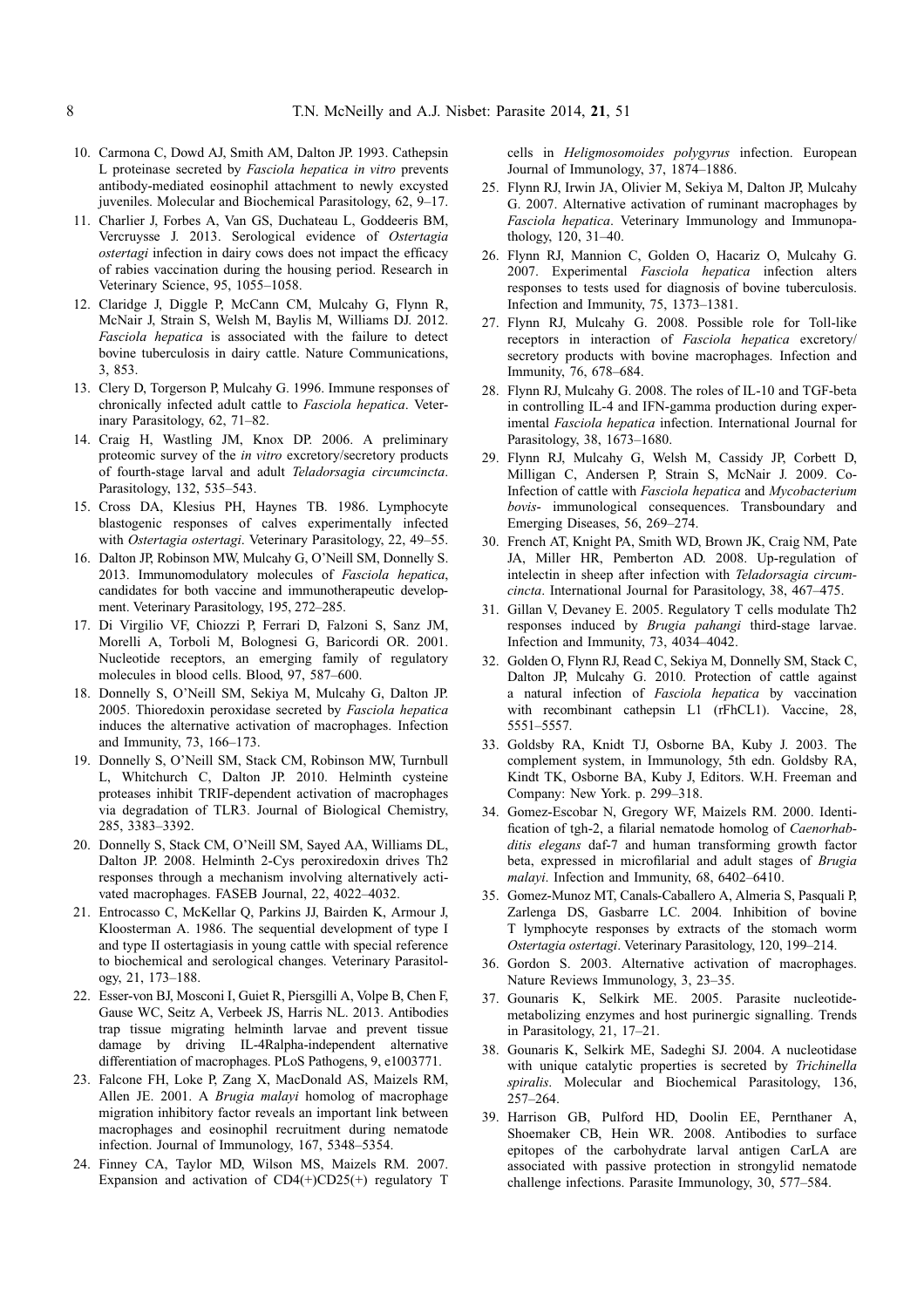10. Carmona C, Dowd AJ, Smith AM, Dalton JP. 1993. Cathepsin L proteinase secreted by *Fasciola hepatica in vitro* prevents antibody-mediated eosinophil attachment to newly excysted juveniles. Molecular and Biochemical Parasitology, 62, 9–17.
11. Charlier J, Forbes A, Van GS, Duchateau L, Goddeeris BM, Vercruysse J. 2013. Serological evidence of *Ostertagia ostertagi* infection in dairy cows does not impact the efficacy of rabies vaccination during the housing period. Research in Veterinary Science, 95, 1055–1058.
12. Claridge J, Diggle P, McCann CM, Mulcahy G, Flynn R, McNair J, Strain S, Welsh M, Baylis M, Williams DJ. 2012. *Fasciola hepatica* is associated with the failure to detect bovine tuberculosis in dairy cattle. Nature Communications, 3, 853.
13. Clery D, Torgerson P, Mulcahy G. 1996. Immune responses of chronically infected adult cattle to *Fasciola hepatica*. Veterinary Parasitology, 62, 71–82.
14. Craig H, Wastling JM, Knox DP. 2006. A preliminary proteomic survey of the *in vitro* excretory/secretory products of fourth-stage larval and adult *Teladorsagia circumcincta*. Parasitology, 132, 535–543.
15. Cross DA, Klesius PH, Haynes TB. 1986. Lymphocyte blastogenic responses of calves experimentally infected with *Ostertagia ostertagi*. Veterinary Parasitology, 22, 49–55.
16. Dalton JP, Robinson MW, Mulcahy G, O'Neill SM, Donnelly S. 2013. Immunomodulatory molecules of *Fasciola hepatica*, candidates for both vaccine and immunotherapeutic development. Veterinary Parasitology, 195, 272–285.
17. Di Virgilio VF, Chiozzi P, Ferrari D, Falzoni S, Sanz JM, Morelli A, Torboli M, Bolognesi G, Baricordi OR. 2001. Nucleotide receptors, an emerging family of regulatory molecules in blood cells. Blood, 97, 587–600.
18. Donnelly S, O'Neill SM, Sekiya M, Mulcahy G, Dalton JP. 2005. Thioredoxin peroxidase secreted by *Fasciola hepatica* induces the alternative activation of macrophages. Infection and Immunity, 73, 166–173.
19. Donnelly S, O'Neill SM, Stack CM, Robinson MW, Turnbull L, Whitchurch C, Dalton JP. 2010. Helminth cysteine proteases inhibit TRIF-dependent activation of macrophages via degradation of TLR3. Journal of Biological Chemistry, 285, 3383–3392.
20. Donnelly S, Stack CM, O'Neill SM, Sayed AA, Williams DL, Dalton JP. 2008. Helminth 2-Cys peroxiredoxin drives Th2 responses through a mechanism involving alternatively activated macrophages. FASEB Journal, 22, 4022–4032.
21. Entrocasso C, McKellar Q, Parkins JJ, Bairden K, Armour J, Kloosterman A. 1986. The sequential development of type I and type II ostertagiasis in young cattle with special reference to biochemical and serological changes. Veterinary Parasitology, 21, 173–188.
22. Esser-von BJ, Mosconi I, Guiet R, Piersgilli A, Volpe B, Chen F, Gause WC, Seitz A, Verbeek JS, Harris NL. 2013. Antibodies trap tissue migrating helminth larvae and prevent tissue damage by driving IL-4Ralpha-independent alternative differentiation of macrophages. PLoS Pathogens, 9, e1003771.
23. Falcone FH, Loke P, Zang X, MacDonald AS, Maizels RM, Allen JE. 2001. A *Brugia malayi* homolog of macrophage migration inhibitory factor reveals an important link between macrophages and eosinophil recruitment during nematode infection. Journal of Immunology, 167, 5348–5354.
24. Finney CA, Taylor MD, Wilson MS, Maizels RM. 2007. Expansion and activation of CD4(+)CD25(+) regulatory T cells in *Heligmosomoides polygyrus* infection. European Journal of Immunology, 37, 1874–1886.
25. Flynn RJ, Irwin JA, Olivier M, Sekiya M, Dalton JP, Mulcahy G. 2007. Alternative activation of ruminant macrophages by *Fasciola hepatica*. Veterinary Immunology and Immunopathology, 120, 31–40.
26. Flynn RJ, Mannion C, Golden O, Hacariz O, Mulcahy G. 2007. Experimental *Fasciola hepatica* infection alters responses to tests used for diagnosis of bovine tuberculosis. Infection and Immunity, 75, 1373–1381.
27. Flynn RJ, Mulcahy G. 2008. Possible role for Toll-like receptors in interaction of *Fasciola hepatica* excretory/secretory products with bovine macrophages. Infection and Immunity, 76, 678–684.
28. Flynn RJ, Mulcahy G. 2008. The roles of IL-10 and TGF-beta in controlling IL-4 and IFN-gamma production during experimental *Fasciola hepatica* infection. International Journal for Parasitology, 38, 1673–1680.
29. Flynn RJ, Mulcahy G, Welsh M, Cassidy JP, Corbett D, Milligan C, Andersen P, Strain S, McNair J. 2009. Co-Infection of cattle with *Fasciola hepatica* and *Mycobacterium bovis*- immunological consequences. Transboundary and Emerging Diseases, 56, 269–274.
30. French AT, Knight PA, Smith WD, Brown JK, Craig NM, Pate JA, Miller HR, Pemberton AD. 2008. Up-regulation of intelectin in sheep after infection with *Teladorsagia circumcincta*. International Journal for Parasitology, 38, 467–475.
31. Gillan V, Devaney E. 2005. Regulatory T cells modulate Th2 responses induced by *Brugia pahangi* third-stage larvae. Infection and Immunity, 73, 4034–4042.
32. Golden O, Flynn RJ, Read C, Sekiya M, Donnelly SM, Stack C, Dalton JP, Mulcahy G. 2010. Protection of cattle against a natural infection of *Fasciola hepatica* by vaccination with recombinant cathepsin L1 (rFhCL1). Vaccine, 28, 5551–5557.
33. Goldsby RA, Knidt TJ, Osborne BA, Kuby J. 2003. The complement system, in Immunology, 5th edn. Goldsby RA, Kindt TK, Osborne BA, Kuby J, Editors. W.H. Freeman and Company: New York. p. 299–318.
34. Gomez-Escobar N, Gregory WF, Maizels RM. 2000. Identification of tgh-2, a filarial nematode homolog of *Caenorhabditis elegans* daf-7 and human transforming growth factor beta, expressed in microfilarial and adult stages of *Brugia malayi*. Infection and Immunity, 68, 6402–6410.
35. Gomez-Munoz MT, Canals-Caballero A, Almeria S, Pasquali P, Zarlenga DS, Gasbarre LC. 2004. Inhibition of bovine T lymphocyte responses by extracts of the stomach worm *Ostertagia ostertagi*. Veterinary Parasitology, 120, 199–214.
36. Gordon S. 2003. Alternative activation of macrophages. Nature Reviews Immunology, 3, 23–35.
37. Gounaris K, Selkirk ME. 2005. Parasite nucleotide-metabolizing enzymes and host purinergic signalling. Trends in Parasitology, 21, 17–21.
38. Gounaris K, Selkirk ME, Sadeghi SJ. 2004. A nucleotidase with unique catalytic properties is secreted by *Trichinella spiralis*. Molecular and Biochemical Parasitology, 136, 257–264.
39. Harrison GB, Pulford HD, Doolin EE, Pernthaner A, Shoemaker CB, Hein WR. 2008. Antibodies to surface epitopes of the carbohydrate larval antigen CarLA are associated with passive protection in strongylid nematode challenge infections. Parasite Immunology, 30, 577–584.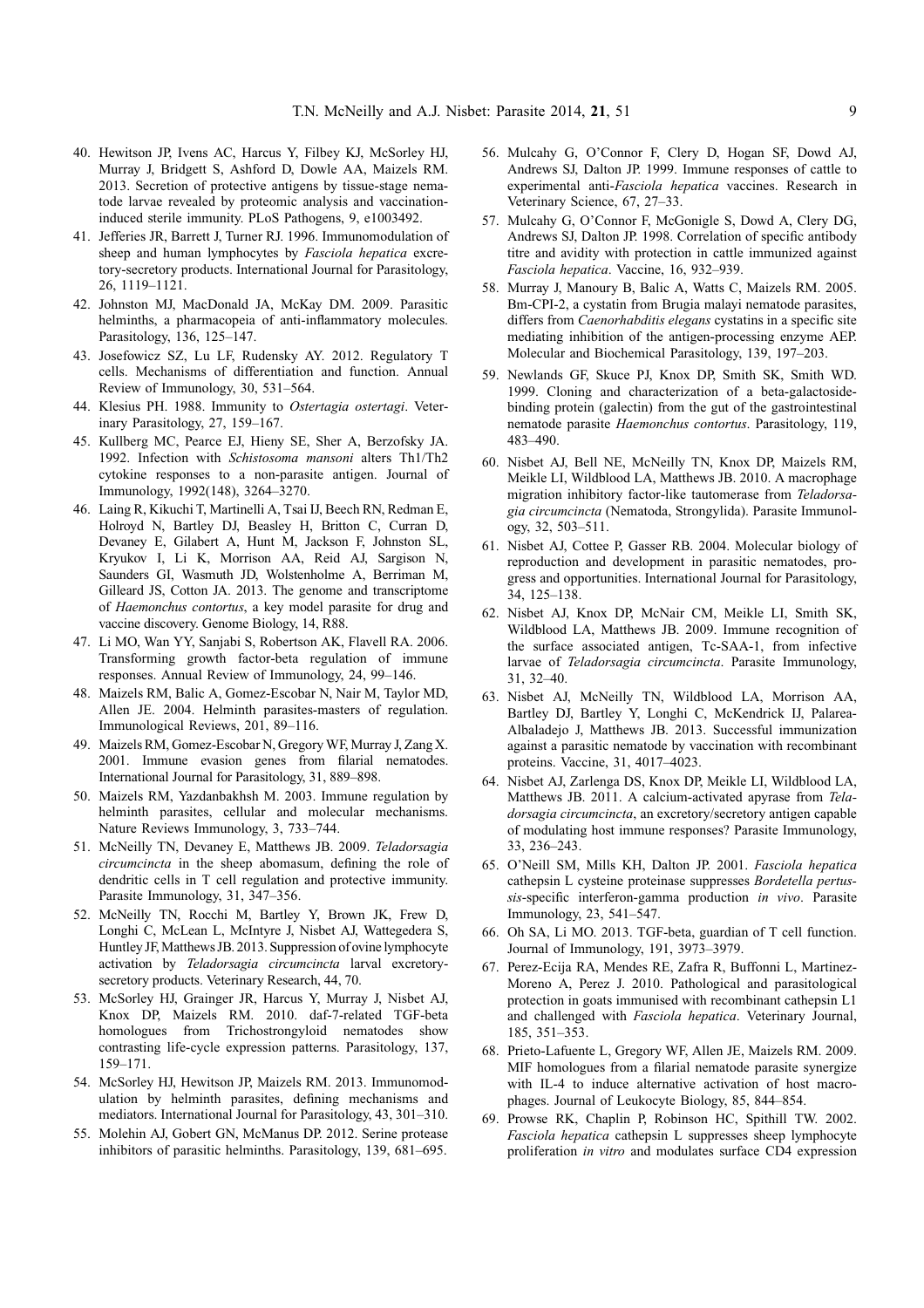40. Hewitson JP, Ivens AC, Harcus Y, Filbey KJ, McSorley HJ, Murray J, Bridgett S, Ashford D, Dowle AA, Maizels RM. 2013. Secretion of protective antigens by tissue-stage nematode larvae revealed by proteomic analysis and vaccination-induced sterile immunity. PLoS Pathogens, 9, e1003492.
41. Jefferies JR, Barrett J, Turner RJ. 1996. Immunomodulation of sheep and human lymphocytes by *Fasciola hepatica* excretory-secretory products. International Journal for Parasitology, 26, 1119–1121.
42. Johnston MJ, MacDonald JA, McKay DM. 2009. Parasitic helminths, a pharmacopeia of anti-inflammatory molecules. Parasitology, 136, 125–147.
43. Josefowicz SZ, Lu LF, Rudensky AY. 2012. Regulatory T cells. Mechanisms of differentiation and function. Annual Review of Immunology, 30, 531–564.
44. Klesius PH. 1988. Immunity to *Ostertagia ostertagi*. Veterinary Parasitology, 27, 159–167.
45. Kullberg MC, Pearce EJ, Hieny SE, Sher A, Berzofsky JA. 1992. Infection with *Schistosoma mansoni* alters Th1/Th2 cytokine responses to a non-parasite antigen. Journal of Immunology, 1992(148), 3264–3270.
46. Laing R, Kikuchi T, Martinelli A, Tsai IJ, Beech RN, Redman E, Holroyd N, Bartley DJ, Beasley H, Britton C, Curran D, Devaney E, Gilabert A, Hunt M, Jackson F, Johnston SL, Kryukov I, Li K, Morrison AA, Reid AJ, Sargison N, Saunders GI, Wasmuth JD, Wolstenholme A, Berriman M, Gilleard JS, Cotton JA. 2013. The genome and transcriptome of *Haemonchus contortus*, a key model parasite for drug and vaccine discovery. Genome Biology, 14, R88.
47. Li MO, Wan YY, Sanjabi S, Robertson AK, Flavell RA. 2006. Transforming growth factor-beta regulation of immune responses. Annual Review of Immunology, 24, 99–146.
48. Maizels RM, Balic A, Gomez-Escobar N, Nair M, Taylor MD, Allen JE. 2004. Helminth parasites-masters of regulation. Immunological Reviews, 201, 89–116.
49. Maizels RM, Gomez-Escobar N, Gregory WF, Murray J, Zang X. 2001. Immune evasion genes from filarial nematodes. International Journal for Parasitology, 31, 889–898.
50. Maizels RM, Yazdanbakhsh M. 2003. Immune regulation by helminth parasites, cellular and molecular mechanisms. Nature Reviews Immunology, 3, 733–744.
51. McNeilly TN, Devaney E, Matthews JB. 2009. *Teladorsagia circumcincta* in the sheep abomasum, defining the role of dendritic cells in T cell regulation and protective immunity. Parasite Immunology, 31, 347–356.
52. McNeilly TN, Rocchi M, Bartley Y, Brown JK, Frew D, Longhi C, McLean L, McIntyre J, Nisbet AJ, Wattegedera S, Huntley JF, Matthews JB. 2013. Suppression of ovine lymphocyte activation by *Teladorsagia circumcincta* larval excretory-secretory products. Veterinary Research, 44, 70.
53. McSorley HJ, Grainger JR, Harcus Y, Murray J, Nisbet AJ, Knox DP, Maizels RM. 2010. daf-7-related TGF-beta homologues from Trichostrongyloid nematodes show contrasting life-cycle expression patterns. Parasitology, 137, 159–171.
54. McSorley HJ, Hewitson JP, Maizels RM. 2013. Immunomodulation by helminth parasites, defining mechanisms and mediators. International Journal for Parasitology, 43, 301–310.
55. Molehin AJ, Gobert GN, McManus DP. 2012. Serine protease inhibitors of parasitic helminths. Parasitology, 139, 681–695.
56. Mulcahy G, O'Connor F, Clery D, Hogan SF, Dowd AJ, Andrews SJ, Dalton JP. 1999. Immune responses of cattle to experimental anti-*Fasciola hepatica* vaccines. Research in Veterinary Science, 67, 27–33.
57. Mulcahy G, O'Connor F, McGonigle S, Dowd A, Clery DG, Andrews SJ, Dalton JP. 1998. Correlation of specific antibody titre and avidity with protection in cattle immunized against *Fasciola hepatica*. Vaccine, 16, 932–939.
58. Murray J, Manoury B, Balic A, Watts C, Maizels RM. 2005. Bm-CPI-2, a cystatin from Brugia malayi nematode parasites, differs from *Caenorhabditis elegans* cystatins in a specific site mediating inhibition of the antigen-processing enzyme AEP. Molecular and Biochemical Parasitology, 139, 197–203.
59. Newlands GF, Skuce PJ, Knox DP, Smith SK, Smith WD. 1999. Cloning and characterization of a beta-galactoside-binding protein (galectin) from the gut of the gastrointestinal nematode parasite *Haemonchus contortus*. Parasitology, 119, 483–490.
60. Nisbet AJ, Bell NE, McNeilly TN, Knox DP, Maizels RM, Meikle LI, Wildblood LA, Matthews JB. 2010. A macrophage migration inhibitory factor-like tautomerase from *Teladorsagia circumcincta* (Nematoda, Strongylida). Parasite Immunology, 32, 503–511.
61. Nisbet AJ, Cottee P, Gasser RB. 2004. Molecular biology of reproduction and development in parasitic nematodes, progress and opportunities. International Journal for Parasitology, 34, 125–138.
62. Nisbet AJ, Knox DP, McNair CM, Meikle LI, Smith SK, Wildblood LA, Matthews JB. 2009. Immune recognition of the surface associated antigen, Tc-SAA-1, from infective larvae of *Teladorsagia circumcincta*. Parasite Immunology, 31, 32–40.
63. Nisbet AJ, McNeilly TN, Wildblood LA, Morrison AA, Bartley DJ, Bartley Y, Longhi C, McKendrick IJ, Palarea-Albaladejo J, Matthews JB. 2013. Successful immunization against a parasitic nematode by vaccination with recombinant proteins. Vaccine, 31, 4017–4023.
64. Nisbet AJ, Zarlenga DS, Knox DP, Meikle LI, Wildblood LA, Matthews JB. 2011. A calcium-activated apyrase from *Teladorsagia circumcincta*, an excretory/secretory antigen capable of modulating host immune responses? Parasite Immunology, 33, 236–243.
65. O'Neill SM, Mills KH, Dalton JP. 2001. *Fasciola hepatica* cathepsin L cysteine proteinase suppresses *Bordetella pertussis*-specific interferon-gamma production *in vivo*. Parasite Immunology, 23, 541–547.
66. Oh SA, Li MO. 2013. TGF-beta, guardian of T cell function. Journal of Immunology, 191, 3973–3979.
67. Perez-Ecija RA, Mendes RE, Zafra R, Buffonni L, Martinez-Moreno A, Perez J. 2010. Pathological and parasitological protection in goats immunised with recombinant cathepsin L1 and challenged with *Fasciola hepatica*. Veterinary Journal, 185, 351–353.
68. Prieto-Lafuente L, Gregory WF, Allen JE, Maizels RM. 2009. MIF homologues from a filarial nematode parasite synergize with IL-4 to induce alternative activation of host macrophages. Journal of Leukocyte Biology, 85, 844–854.
69. Prowse RK, Chaplin P, Robinson HC, Spithill TW. 2002. *Fasciola hepatica* cathepsin L suppresses sheep lymphocyte proliferation *in vitro* and modulates surface CD4 expression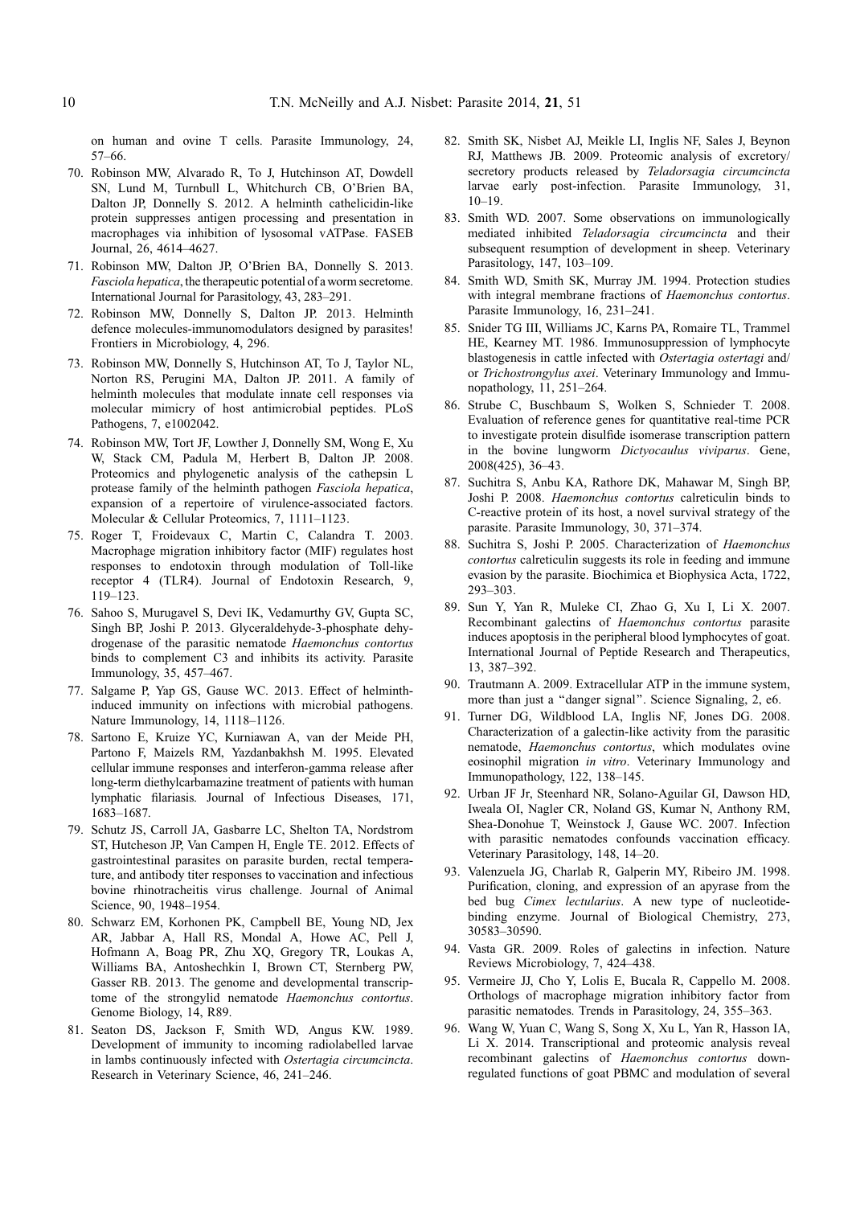on human and ovine T cells. Parasite Immunology, 24, 57–66.

70. Robinson MW, Alvarado R, To J, Hutchinson AT, Dowdell SN, Lund M, Turnbull L, Whitchurch CB, O'Brien BA, Dalton JP, Donnelly S. 2012. A helminth cathelicidin-like protein suppresses antigen processing and presentation in macrophages via inhibition of lysosomal vATPase. FASEB Journal, 26, 4614–4627.
71. Robinson MW, Dalton JP, O'Brien BA, Donnelly S. 2013. *Fasciola hepatica*, the therapeutic potential of a worm secretome. International Journal for Parasitology, 43, 283–291.
72. Robinson MW, Donnelly S, Dalton JP. 2013. Helminth defence molecules-immunomodulators designed by parasites! Frontiers in Microbiology, 4, 296.
73. Robinson MW, Donnelly S, Hutchinson AT, To J, Taylor NL, Norton RS, Perugini MA, Dalton JP. 2011. A family of helminth molecules that modulate innate cell responses via molecular mimicry of host antimicrobial peptides. PLoS Pathogens, 7, e1002042.
74. Robinson MW, Tort JF, Lowther J, Donnelly SM, Wong E, Xu W, Stack CM, Padula M, Herbert B, Dalton JP. 2008. Proteomics and phylogenetic analysis of the cathepsin L protease family of the helminth pathogen *Fasciola hepatica*, expansion of a repertoire of virulence-associated factors. Molecular & Cellular Proteomics, 7, 1111–1123.
75. Roger T, Froidevaux C, Martin C, Calandra T. 2003. Macrophage migration inhibitory factor (MIF) regulates host responses to endotoxin through modulation of Toll-like receptor 4 (TLR4). Journal of Endotoxin Research, 9, 119–123.
76. Sahoo S, Murugavel S, Devi IK, Vedamurthy GV, Gupta SC, Singh BP, Joshi P. 2013. Glyceraldehyde-3-phosphate dehydrogenase of the parasitic nematode *Haemonchus contortus* binds to complement C3 and inhibits its activity. Parasite Immunology, 35, 457–467.
77. Salgame P, Yap GS, Gause WC. 2013. Effect of helminth-induced immunity on infections with microbial pathogens. Nature Immunology, 14, 1118–1126.
78. Sartono E, Kruize YC, Kurniawan A, van der Meide PH, Partono F, Maizels RM, Yazdanbakhsh M. 1995. Elevated cellular immune responses and interferon-gamma release after long-term diethylcarbamazine treatment of patients with human lymphatic filariasis. Journal of Infectious Diseases, 171, 1683–1687.
79. Schutz JS, Carroll JA, Gasbarre LC, Shelton TA, Nordstrom ST, Hutcheson JP, Van Campen H, Engle TE. 2012. Effects of gastrointestinal parasites on parasite burden, rectal temperature, and antibody titer responses to vaccination and infectious bovine rhinotracheitis virus challenge. Journal of Animal Science, 90, 1948–1954.
80. Schwarz EM, Korhonen PK, Campbell BE, Young ND, Jex AR, Jabbar A, Hall RS, Mondal A, Howe AC, Pell J, Hofmann A, Boag PR, Zhu XQ, Gregory TR, Loukas A, Williams BA, Antoshechkin I, Brown CT, Sternberg PW, Gasser RB. 2013. The genome and developmental transcriptome of the strongylid nematode *Haemonchus contortus*. Genome Biology, 14, R89.
81. Seaton DS, Jackson F, Smith WD, Angus KW. 1989. Development of immunity to incoming radiolabelled larvae in lambs continuously infected with *Ostertagia circumcincta*. Research in Veterinary Science, 46, 241–246.
82. Smith SK, Nisbet AJ, Meikle LI, Inglis NF, Sales J, Beynon RJ, Matthews JB. 2009. Proteomic analysis of excretory/secretory products released by *Teladorsagia circumcincta* larvae early post-infection. Parasite Immunology, 31, 10–19.
83. Smith WD. 2007. Some observations on immunologically mediated inhibited *Teladorsagia circumcincta* and their subsequent resumption of development in sheep. Veterinary Parasitology, 147, 103–109.
84. Smith WD, Smith SK, Murray JM. 1994. Protection studies with integral membrane fractions of *Haemonchus contortus*. Parasite Immunology, 16, 231–241.
85. Snider TG III, Williams JC, Karns PA, Romaire TL, Trammel HE, Kearney MT. 1986. Immunosuppression of lymphocyte blastogenesis in cattle infected with *Ostertagia ostertagi* and/or *Trichostrongylus axei*. Veterinary Immunology and Immunopathology, 11, 251–264.
86. Strube C, Buschbaum S, Wolken S, Schnieder T. 2008. Evaluation of reference genes for quantitative real-time PCR to investigate protein disulfide isomerase transcription pattern in the bovine lungworm *Dictyocaulus viviparus*. Gene, 2008(425), 36–43.
87. Suchitra S, Anbu KA, Rathore DK, Mahawar M, Singh BP, Joshi P. 2008. *Haemonchus contortus* calreticulin binds to C-reactive protein of its host, a novel survival strategy of the parasite. Parasite Immunology, 30, 371–374.
88. Suchitra S, Joshi P. 2005. Characterization of *Haemonchus contortus* calreticulin suggests its role in feeding and immune evasion by the parasite. Biochimica et Biophysica Acta, 1722, 293–303.
89. Sun Y, Yan R, Muleke CI, Zhao G, Xu I, Li X. 2007. Recombinant galectins of *Haemonchus contortus* parasite induces apoptosis in the peripheral blood lymphocytes of goat. International Journal of Peptide Research and Therapeutics, 13, 387–392.
90. Trautmann A. 2009. Extracellular ATP in the immune system, more than just a "danger signal". Science Signaling, 2, e6.
91. Turner DG, Wildblood LA, Inglis NF, Jones DG. 2008. Characterization of a galectin-like activity from the parasitic nematode, *Haemonchus contortus*, which modulates ovine eosinophil migration *in vitro*. Veterinary Immunology and Immunopathology, 122, 138–145.
92. Urban JF Jr, Steenhard NR, Solano-Aguilar GI, Dawson HD, Iweala OI, Nagler CR, Noland GS, Kumar N, Anthony RM, Shea-Donohue T, Weinstock J, Gause WC. 2007. Infection with parasitic nematodes confounds vaccination efficacy. Veterinary Parasitology, 148, 14–20.
93. Valenzuela JG, Charlab R, Galperin MY, Ribeiro JM. 1998. Purification, cloning, and expression of an apyrase from the bed bug *Cimex lectularius*. A new type of nucleotide-binding enzyme. Journal of Biological Chemistry, 273, 30583–30590.
94. Vasta GR. 2009. Roles of galectins in infection. Nature Reviews Microbiology, 7, 424–438.
95. Vermeire JJ, Cho Y, Lolis E, Bucala R, Cappello M. 2008. Orthologs of macrophage migration inhibitory factor from parasitic nematodes. Trends in Parasitology, 24, 355–363.
96. Wang W, Yuan C, Wang S, Song X, Xu L, Yan R, Hasson IA, Li X. 2014. Transcriptional and proteomic analysis reveal recombinant galectins of *Haemonchus contortus* down-regulated functions of goat PBMC and modulation of several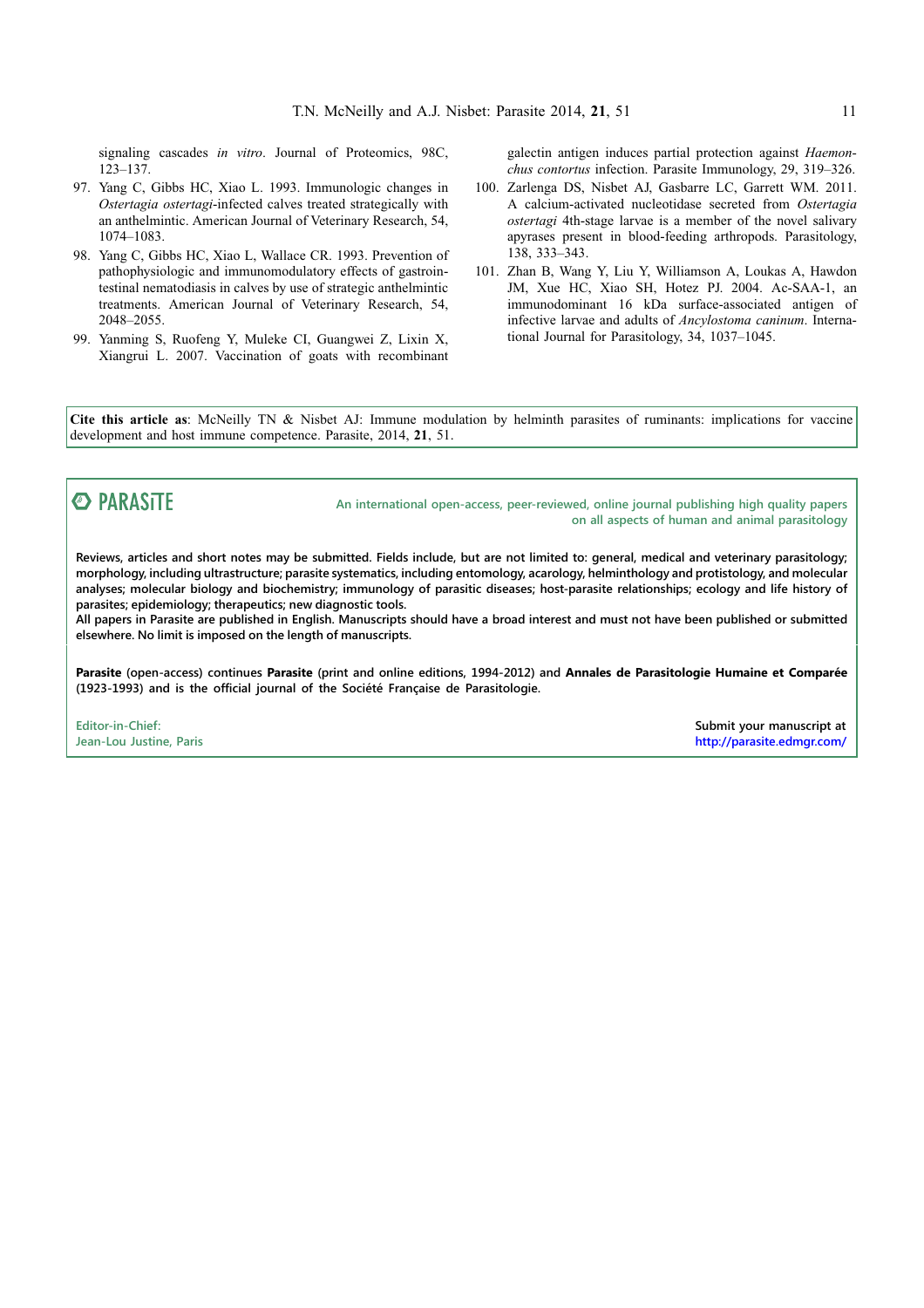signaling cascades *in vitro*. Journal of Proteomics, 98C, 123–137.

97. Yang C, Gibbs HC, Xiao L. 1993. Immunologic changes in *Ostertagia ostertagi*-infected calves treated strategically with an anthelmintic. American Journal of Veterinary Research, 54, 1074–1083.
98. Yang C, Gibbs HC, Xiao L, Wallace CR. 1993. Prevention of pathophysiologic and immunomodulatory effects of gastrointestinal nematodiasis in calves by use of strategic anthelmintic treatments. American Journal of Veterinary Research, 54, 2048–2055.
99. Yanming S, Ruofeng Y, Muleke CI, Guangwei Z, Lixin X, Xiangrui L. 2007. Vaccination of goats with recombinant galectin antigen induces partial protection against *Haemonchus contortus* infection. Parasite Immunology, 29, 319–326.
100. Zarlenga DS, Nisbet AJ, Gasbarre LC, Garrett WM. 2011. A calcium-activated nucleotidase secreted from *Ostertagia ostertagi* 4th-stage larvae is a member of the novel salivary apyrases present in blood-feeding arthropods. Parasitology, 138, 333–343.
101. Zhan B, Wang Y, Liu Y, Williamson A, Loukas A, Hawdon JM, Xue HC, Xiao SH, Hotez PJ. 2004. Ac-SAA-1, an immunodominant 16 kDa surface-associated antigen of infective larvae and adults of *Ancylostoma caninum*. International Journal for Parasitology, 34, 1037–1045.

**Cite this article as**: McNeilly TN & Nisbet AJ: Immune modulation by helminth parasites of ruminants: implications for vaccine development and host immune competence. Parasite, 2014, **21**, 51.

**PARASITE**

An international open-access, peer-reviewed, online journal publishing high quality papers on all aspects of human and animal parasitology

Reviews, articles and short notes may be submitted. Fields include, but are not limited to: general, medical and veterinary parasitology; morphology, including ultrastructure; parasite systematics, including entomology, acarology, helminthology and protistology, and molecular analyses; molecular biology and biochemistry; immunology of parasitic diseases; host-parasite relationships; ecology and life history of parasites; epidemiology; therapeutics; new diagnostic tools.
All papers in Parasite are published in English. Manuscripts should have a broad interest and must not have been published or submitted elsewhere. No limit is imposed on the length of manuscripts.

**Parasite** (open-access) continues **Parasite** (print and online editions, 1994-2012) and **Annales de Parasitologie Humaine et Comparée** (1923-1993) and is the official journal of the Société Française de Parasitologie.

Editor-in-Chief:
Jean-Lou Justine, Paris

Submit your manuscript at
http://parasite.edmgr.com/